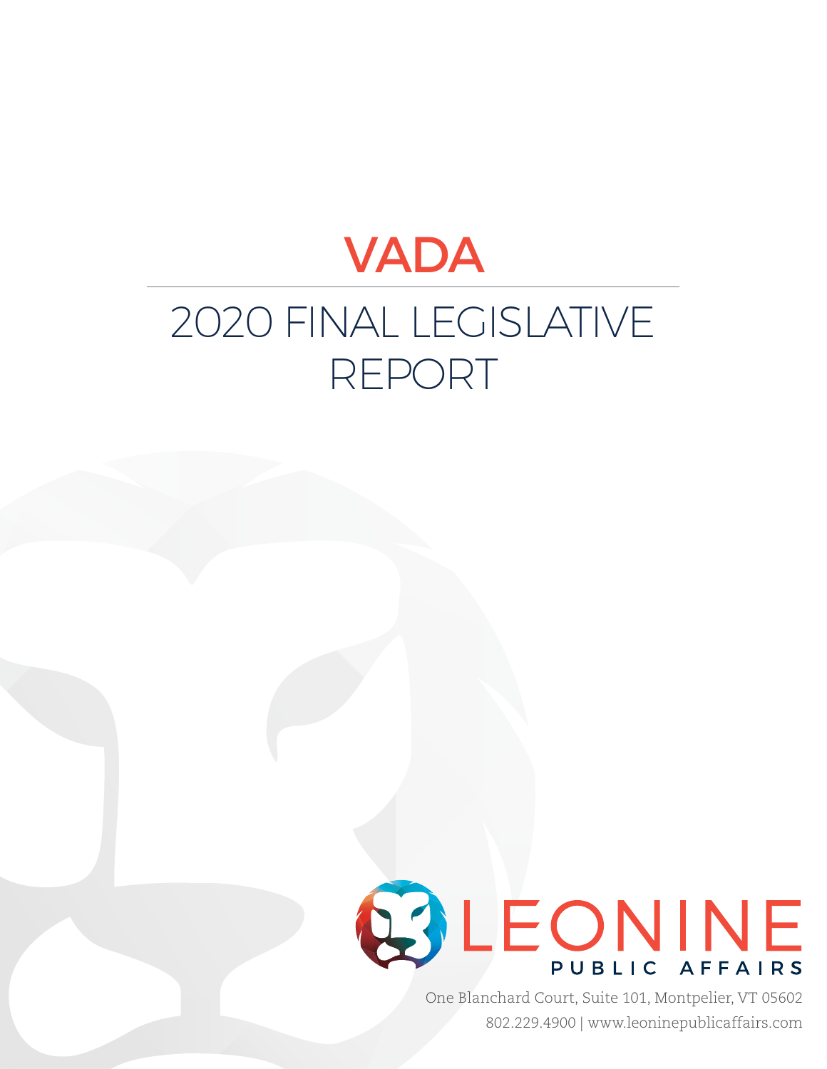# VADA

## 2020 FINAL LEGISLATIVE REPORT

LEONINE
PUBLIC AFFAIRS

One Blanchard Court, Suite 101, Montpelier, VT 05602
802.229.4900 | www.leoninepublicaffairs.com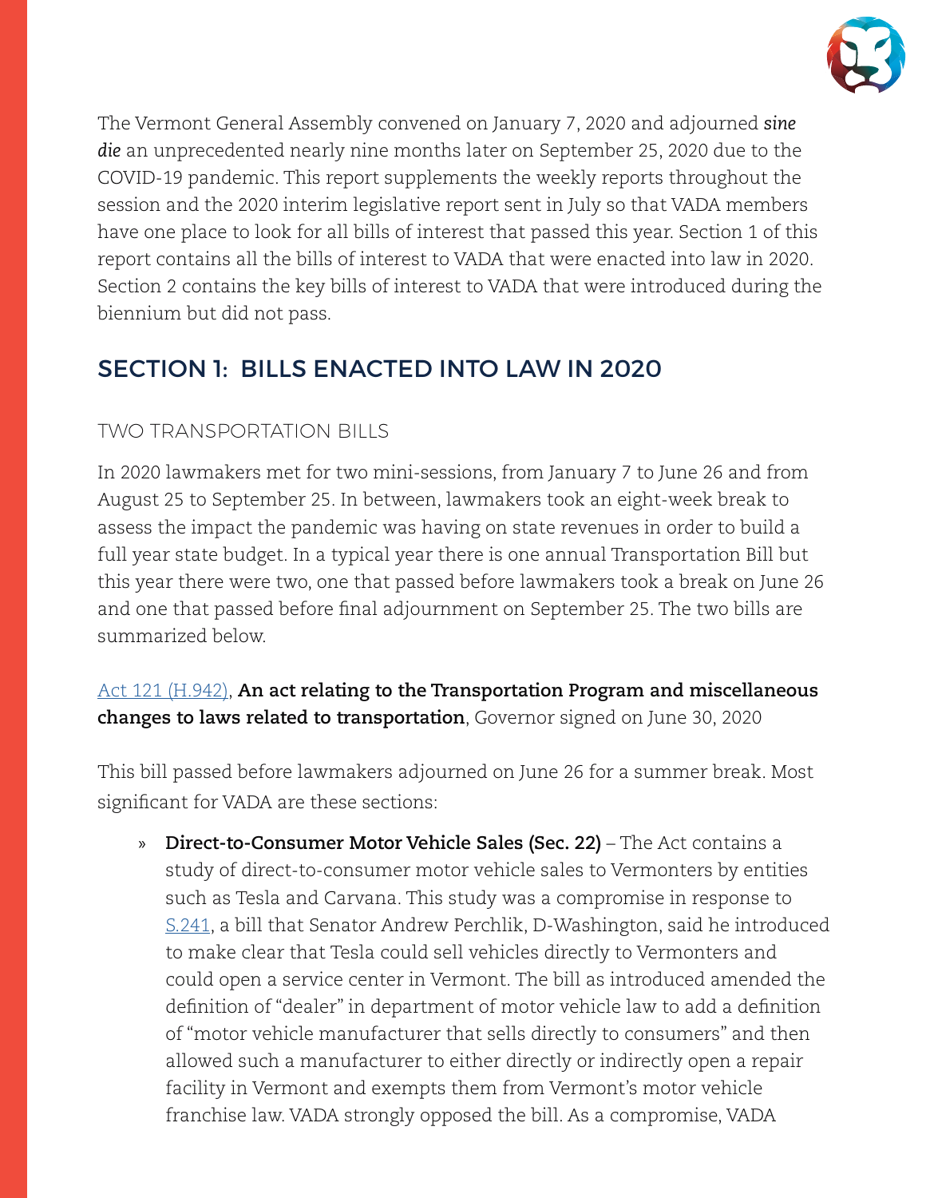The Vermont General Assembly convened on January 7, 2020 and adjourned ***sine die*** an unprecedented nearly nine months later on September 25, 2020 due to the COVID-19 pandemic. This report supplements the weekly reports throughout the session and the 2020 interim legislative report sent in July so that VADA members have one place to look for all bills of interest that passed this year. Section 1 of this report contains all the bills of interest to VADA that were enacted into law in 2020. Section 2 contains the key bills of interest to VADA that were introduced during the biennium but did not pass.

## SECTION 1: BILLS ENACTED INTO LAW IN 2020

### TWO TRANSPORTATION BILLS

In 2020 lawmakers met for two mini-sessions, from January 7 to June 26 and from August 25 to September 25. In between, lawmakers took an eight-week break to assess the impact the pandemic was having on state revenues in order to build a full year state budget. In a typical year there is one annual Transportation Bill but this year there were two, one that passed before lawmakers took a break on June 26 and one that passed before final adjournment on September 25. The two bills are summarized below.

Act 121 (H.942), **An act relating to the Transportation Program and miscellaneous changes to laws related to transportation**, Governor signed on June 30, 2020

This bill passed before lawmakers adjourned on June 26 for a summer break. Most significant for VADA are these sections:

- **Direct-to-Consumer Motor Vehicle Sales (Sec. 22)** – The Act contains a study of direct-to-consumer motor vehicle sales to Vermonters by entities such as Tesla and Carvana. This study was a compromise in response to S.241, a bill that Senator Andrew Perchlik, D-Washington, said he introduced to make clear that Tesla could sell vehicles directly to Vermonters and could open a service center in Vermont. The bill as introduced amended the definition of "dealer" in department of motor vehicle law to add a definition of "motor vehicle manufacturer that sells directly to consumers" and then allowed such a manufacturer to either directly or indirectly open a repair facility in Vermont and exempts them from Vermont's motor vehicle franchise law. VADA strongly opposed the bill. As a compromise, VADA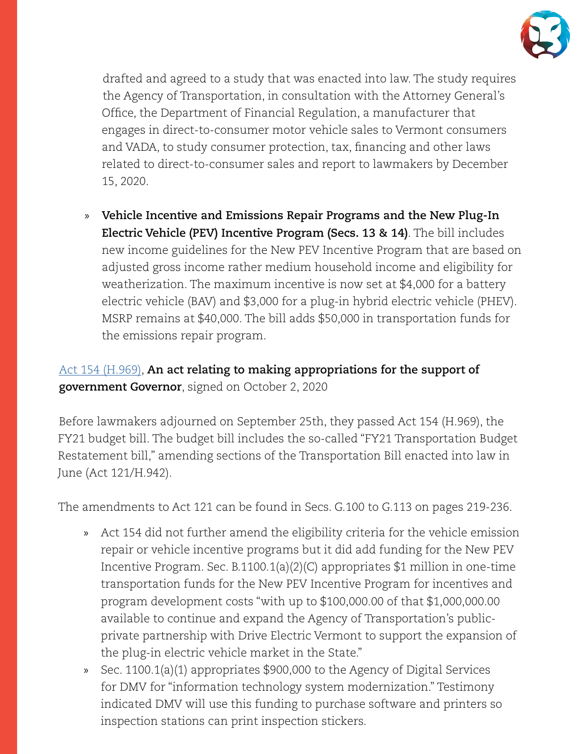drafted and agreed to a study that was enacted into law. The study requires the Agency of Transportation, in consultation with the Attorney General's Office, the Department of Financial Regulation, a manufacturer that engages in direct-to-consumer motor vehicle sales to Vermont consumers and VADA, to study consumer protection, tax, financing and other laws related to direct-to-consumer sales and report to lawmakers by December 15, 2020.

- **Vehicle Incentive and Emissions Repair Programs and the New Plug-In Electric Vehicle (PEV) Incentive Program (Secs. 13 & 14)**. The bill includes new income guidelines for the New PEV Incentive Program that are based on adjusted gross income rather medium household income and eligibility for weatherization. The maximum incentive is now set at $4,000 for a battery electric vehicle (BAV) and $3,000 for a plug-in hybrid electric vehicle (PHEV). MSRP remains at $40,000. The bill adds $50,000 in transportation funds for the emissions repair program.

Act 154 (H.969), **An act relating to making appropriations for the support of government Governor**, signed on October 2, 2020

Before lawmakers adjourned on September 25th, they passed Act 154 (H.969), the FY21 budget bill. The budget bill includes the so-called "FY21 Transportation Budget Restatement bill," amending sections of the Transportation Bill enacted into law in June (Act 121/H.942).

The amendments to Act 121 can be found in Secs. G.100 to G.113 on pages 219-236.

- Act 154 did not further amend the eligibility criteria for the vehicle emission repair or vehicle incentive programs but it did add funding for the New PEV Incentive Program. Sec. B.1100.1(a)(2)(C) appropriates $1 million in one-time transportation funds for the New PEV Incentive Program for incentives and program development costs "with up to $100,000.00 of that $1,000,000.00 available to continue and expand the Agency of Transportation's public-private partnership with Drive Electric Vermont to support the expansion of the plug-in electric vehicle market in the State."
- Sec. 1100.1(a)(1) appropriates $900,000 to the Agency of Digital Services for DMV for "information technology system modernization." Testimony indicated DMV will use this funding to purchase software and printers so inspection stations can print inspection stickers.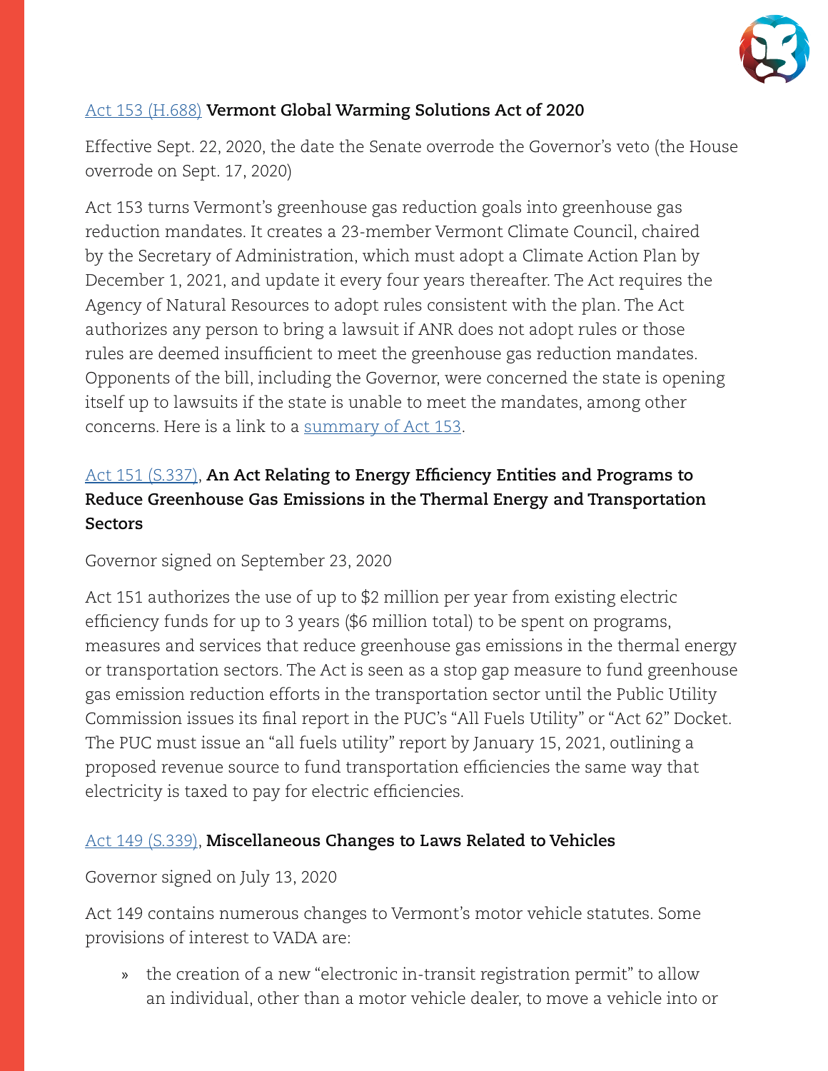### Act 153 (H.688) **Vermont Global Warming Solutions Act of 2020**

Effective Sept. 22, 2020, the date the Senate overrode the Governor's veto (the House overrode on Sept. 17, 2020)

Act 153 turns Vermont's greenhouse gas reduction goals into greenhouse gas reduction mandates. It creates a 23-member Vermont Climate Council, chaired by the Secretary of Administration, which must adopt a Climate Action Plan by December 1, 2021, and update it every four years thereafter. The Act requires the Agency of Natural Resources to adopt rules consistent with the plan. The Act authorizes any person to bring a lawsuit if ANR does not adopt rules or those rules are deemed insufficient to meet the greenhouse gas reduction mandates. Opponents of the bill, including the Governor, were concerned the state is opening itself up to lawsuits if the state is unable to meet the mandates, among other concerns. Here is a link to a summary of Act 153.

### Act 151 (S.337), **An Act Relating to Energy Efficiency Entities and Programs to Reduce Greenhouse Gas Emissions in the Thermal Energy and Transportation Sectors**

Governor signed on September 23, 2020

Act 151 authorizes the use of up to $2 million per year from existing electric efficiency funds for up to 3 years ($6 million total) to be spent on programs, measures and services that reduce greenhouse gas emissions in the thermal energy or transportation sectors. The Act is seen as a stop gap measure to fund greenhouse gas emission reduction efforts in the transportation sector until the Public Utility Commission issues its final report in the PUC's "All Fuels Utility" or "Act 62" Docket. The PUC must issue an "all fuels utility" report by January 15, 2021, outlining a proposed revenue source to fund transportation efficiencies the same way that electricity is taxed to pay for electric efficiencies.

### Act 149 (S.339), **Miscellaneous Changes to Laws Related to Vehicles**

Governor signed on July 13, 2020

Act 149 contains numerous changes to Vermont's motor vehicle statutes. Some provisions of interest to VADA are:

- the creation of a new "electronic in-transit registration permit" to allow an individual, other than a motor vehicle dealer, to move a vehicle into or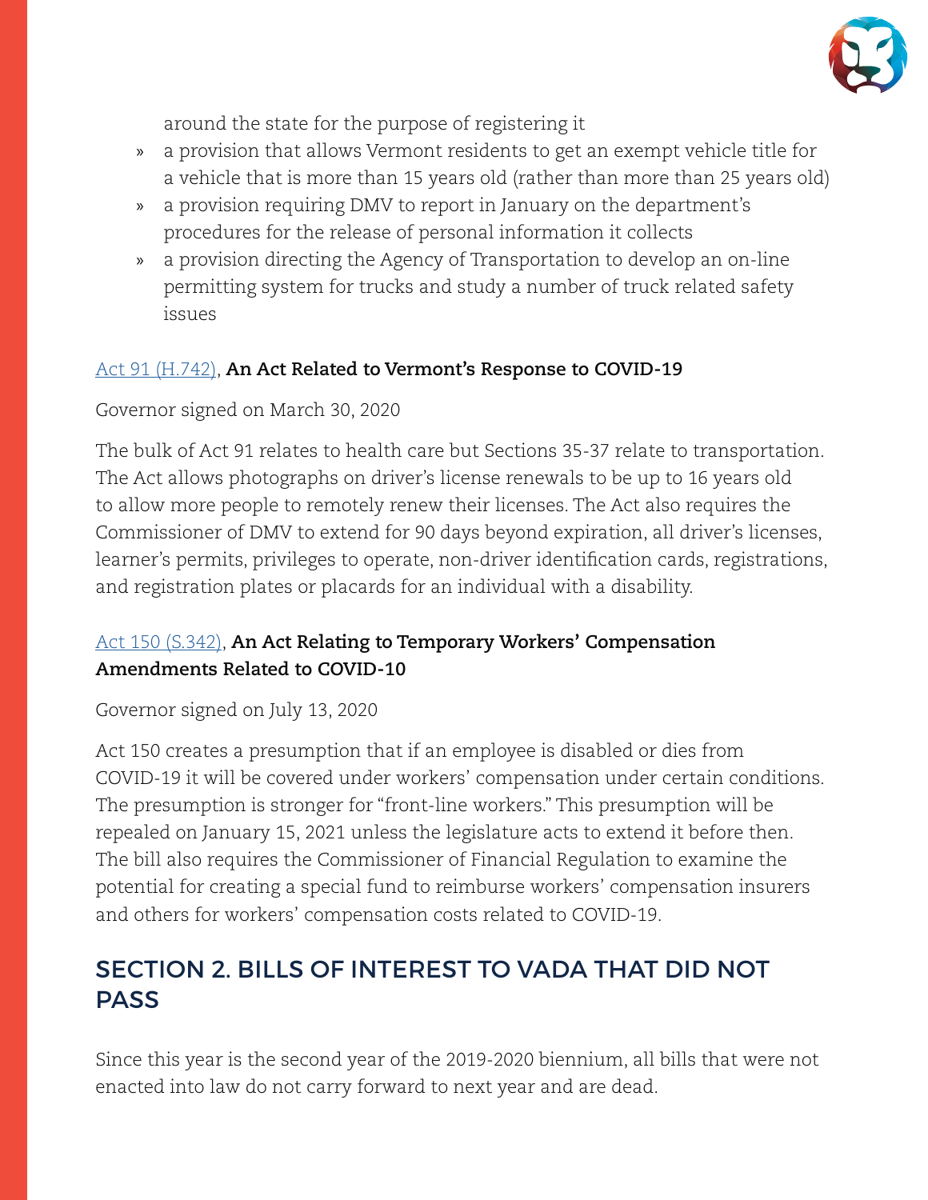around the state for the purpose of registering it

- a provision that allows Vermont residents to get an exempt vehicle title for a vehicle that is more than 15 years old (rather than more than 25 years old)
- a provision requiring DMV to report in January on the department's procedures for the release of personal information it collects
- a provision directing the Agency of Transportation to develop an on-line permitting system for trucks and study a number of truck related safety issues

### Act 91 (H.742), **An Act Related to Vermont's Response to COVID-19**

Governor signed on March 30, 2020

The bulk of Act 91 relates to health care but Sections 35-37 relate to transportation. The Act allows photographs on driver's license renewals to be up to 16 years old to allow more people to remotely renew their licenses. The Act also requires the Commissioner of DMV to extend for 90 days beyond expiration, all driver's licenses, learner's permits, privileges to operate, non-driver identification cards, registrations, and registration plates or placards for an individual with a disability.

### Act 150 (S.342), **An Act Relating to Temporary Workers' Compensation Amendments Related to COVID-10**

Governor signed on July 13, 2020

Act 150 creates a presumption that if an employee is disabled or dies from COVID-19 it will be covered under workers' compensation under certain conditions. The presumption is stronger for "front-line workers." This presumption will be repealed on January 15, 2021 unless the legislature acts to extend it before then. The bill also requires the Commissioner of Financial Regulation to examine the potential for creating a special fund to reimburse workers' compensation insurers and others for workers' compensation costs related to COVID-19.

## SECTION 2. BILLS OF INTEREST TO VADA THAT DID NOT PASS

Since this year is the second year of the 2019-2020 biennium, all bills that were not enacted into law do not carry forward to next year and are dead.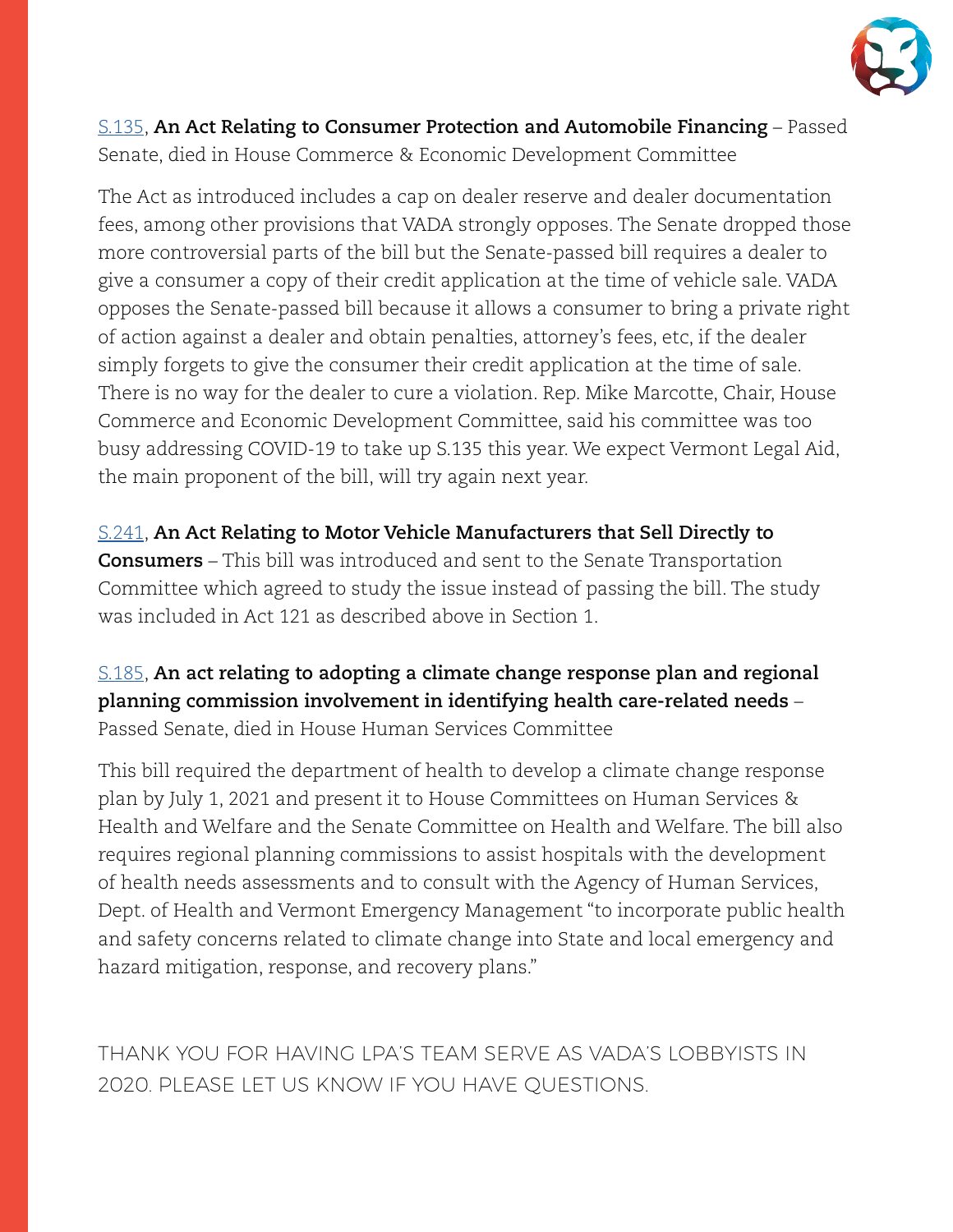S.135, **An Act Relating to Consumer Protection and Automobile Financing** – Passed Senate, died in House Commerce & Economic Development Committee

The Act as introduced includes a cap on dealer reserve and dealer documentation fees, among other provisions that VADA strongly opposes. The Senate dropped those more controversial parts of the bill but the Senate-passed bill requires a dealer to give a consumer a copy of their credit application at the time of vehicle sale. VADA opposes the Senate-passed bill because it allows a consumer to bring a private right of action against a dealer and obtain penalties, attorney's fees, etc, if the dealer simply forgets to give the consumer their credit application at the time of sale. There is no way for the dealer to cure a violation. Rep. Mike Marcotte, Chair, House Commerce and Economic Development Committee, said his committee was too busy addressing COVID-19 to take up S.135 this year. We expect Vermont Legal Aid, the main proponent of the bill, will try again next year.

S.241, **An Act Relating to Motor Vehicle Manufacturers that Sell Directly to Consumers** – This bill was introduced and sent to the Senate Transportation Committee which agreed to study the issue instead of passing the bill. The study was included in Act 121 as described above in Section 1.

S.185, **An act relating to adopting a climate change response plan and regional planning commission involvement in identifying health care-related needs** – Passed Senate, died in House Human Services Committee

This bill required the department of health to develop a climate change response plan by July 1, 2021 and present it to House Committees on Human Services & Health and Welfare and the Senate Committee on Health and Welfare. The bill also requires regional planning commissions to assist hospitals with the development of health needs assessments and to consult with the Agency of Human Services, Dept. of Health and Vermont Emergency Management "to incorporate public health and safety concerns related to climate change into State and local emergency and hazard mitigation, response, and recovery plans."

THANK YOU FOR HAVING LPA'S TEAM SERVE AS VADA'S LOBBYISTS IN 2020. PLEASE LET US KNOW IF YOU HAVE QUESTIONS.